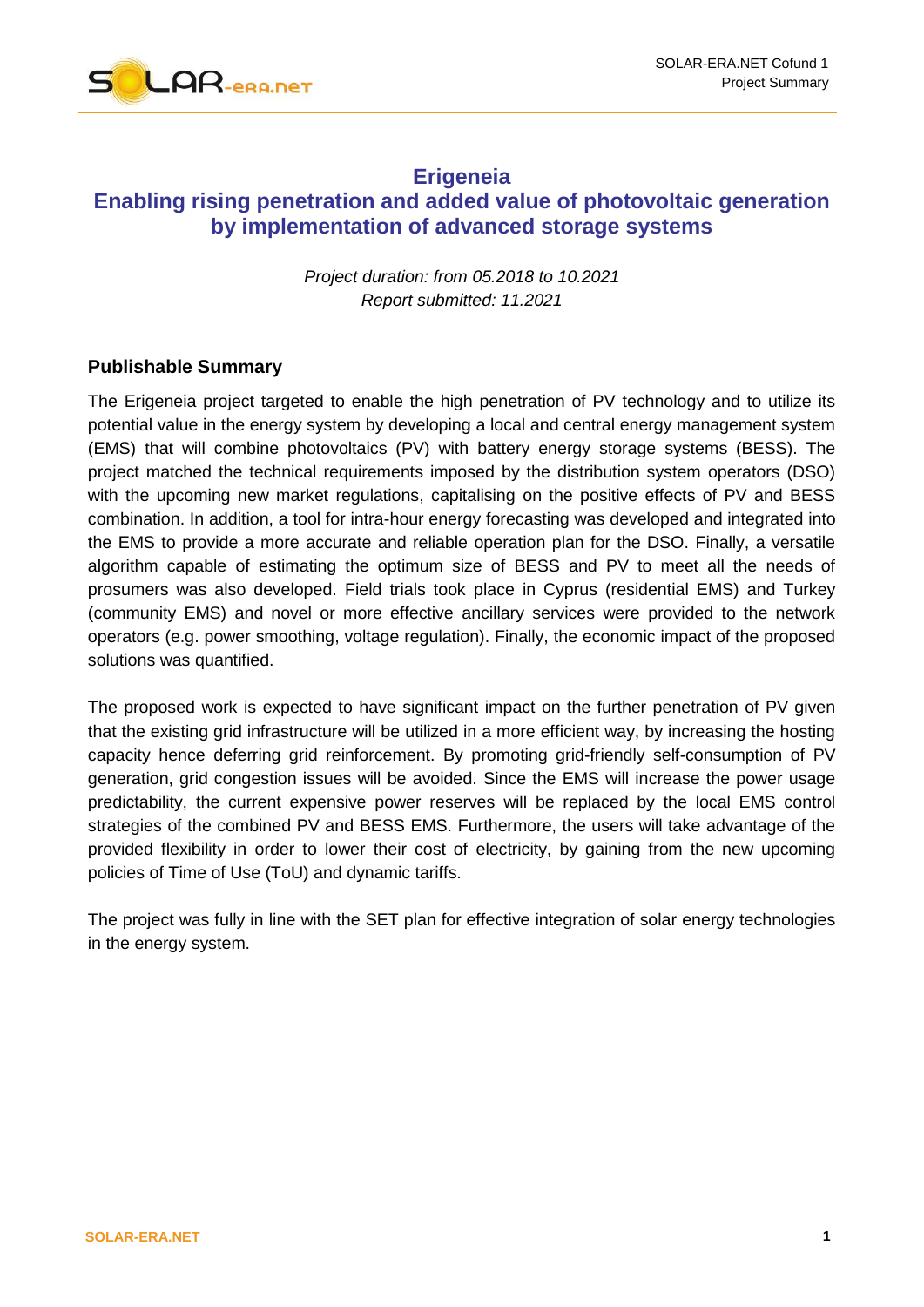# Erigeneia
# Enabling rising penetration and added value of photovoltaic generation by implementation of advanced storage systems

*Project duration: from 05.2018 to 10.2021*
*Report submitted: 11.2021*

## Publishable Summary

The Erigeneia project targeted to enable the high penetration of PV technology and to utilize its potential value in the energy system by developing a local and central energy management system (EMS) that will combine photovoltaics (PV) with battery energy storage systems (BESS). The project matched the technical requirements imposed by the distribution system operators (DSO) with the upcoming new market regulations, capitalising on the positive effects of PV and BESS combination. In addition, a tool for intra-hour energy forecasting was developed and integrated into the EMS to provide a more accurate and reliable operation plan for the DSO. Finally, a versatile algorithm capable of estimating the optimum size of BESS and PV to meet all the needs of prosumers was also developed. Field trials took place in Cyprus (residential EMS) and Turkey (community EMS) and novel or more effective ancillary services were provided to the network operators (e.g. power smoothing, voltage regulation). Finally, the economic impact of the proposed solutions was quantified.

The proposed work is expected to have significant impact on the further penetration of PV given that the existing grid infrastructure will be utilized in a more efficient way, by increasing the hosting capacity hence deferring grid reinforcement. By promoting grid-friendly self-consumption of PV generation, grid congestion issues will be avoided. Since the EMS will increase the power usage predictability, the current expensive power reserves will be replaced by the local EMS control strategies of the combined PV and BESS EMS. Furthermore, the users will take advantage of the provided flexibility in order to lower their cost of electricity, by gaining from the new upcoming policies of Time of Use (ToU) and dynamic tariffs.

The project was fully in line with the SET plan for effective integration of solar energy technologies in the energy system.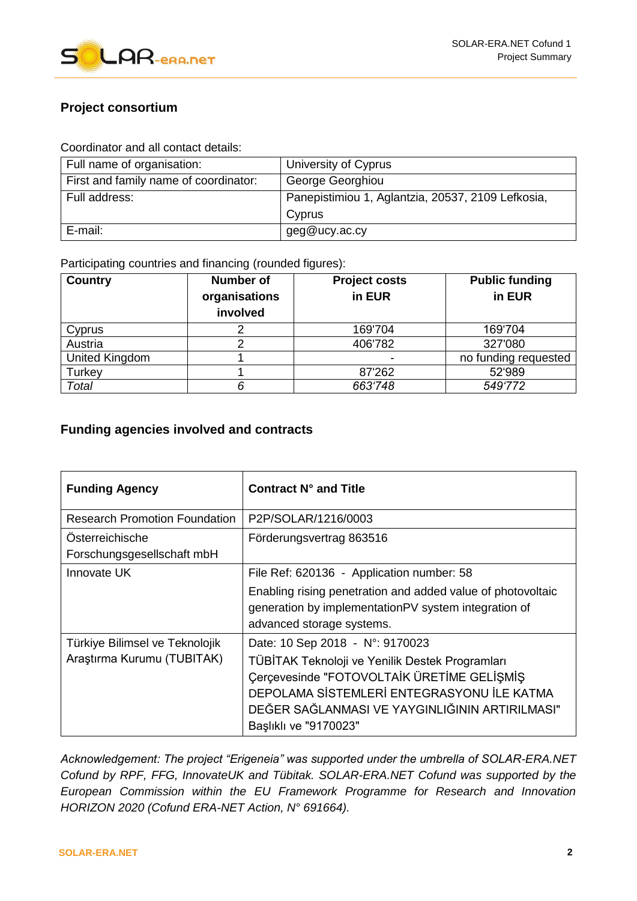## Project consortium

Coordinator and all contact details:

| | |
|---|---|
| Full name of organisation: | University of Cyprus |
| First and family name of coordinator: | George Georghiou |
| Full address: | Panepistimiou 1, Aglantzia, 20537, 2109 Lefkosia, Cyprus |
| E-mail: | geg@ucy.ac.cy |

Participating countries and financing (rounded figures):

| Country | Number of organisations involved | Project costs in EUR | Public funding in EUR |
|---|---|---|---|
| Cyprus | 2 | 169'704 | 169'704 |
| Austria | 2 | 406'782 | 327'080 |
| United Kingdom | 1 | - | no funding requested |
| Turkey | 1 | 87'262 | 52'989 |
| *Total* | *6* | *663'748* | *549'772* |

## Funding agencies involved and contracts

| Funding Agency | Contract N° and Title |
|---|---|
| Research Promotion Foundation | P2P/SOLAR/1216/0003 |
| Österreichische Forschungsgesellschaft mbH | Förderungsvertrag 863516 |
| Innovate UK | File Ref: 620136 - Application number: 58<br>Enabling rising penetration and added value of photovoltaic generation by implementationPV system integration of advanced storage systems. |
| Türkiye Bilimsel ve Teknolojik Araştırma Kurumu (TUBITAK) | Date: 10 Sep 2018 - N°: 9170023<br>TÜBİTAK Teknoloji ve Yenilik Destek Programları Çerçevesinde "FOTOVOLTAİK ÜRETİME GELİŞMİŞ DEPOLAMA SİSTEMLERİ ENTEGRASYONU İLE KATMA DEĞER SAĞLANMASI VE YAYGINLIĞININ ARTIRILMASI" Başlıklı ve "9170023" |

*Acknowledgement: The project "Erigeneia" was supported under the umbrella of SOLAR-ERA.NET Cofund by RPF, FFG, InnovateUK and Tübitak. SOLAR-ERA.NET Cofund was supported by the European Commission within the EU Framework Programme for Research and Innovation HORIZON 2020 (Cofund ERA-NET Action, N° 691664).*